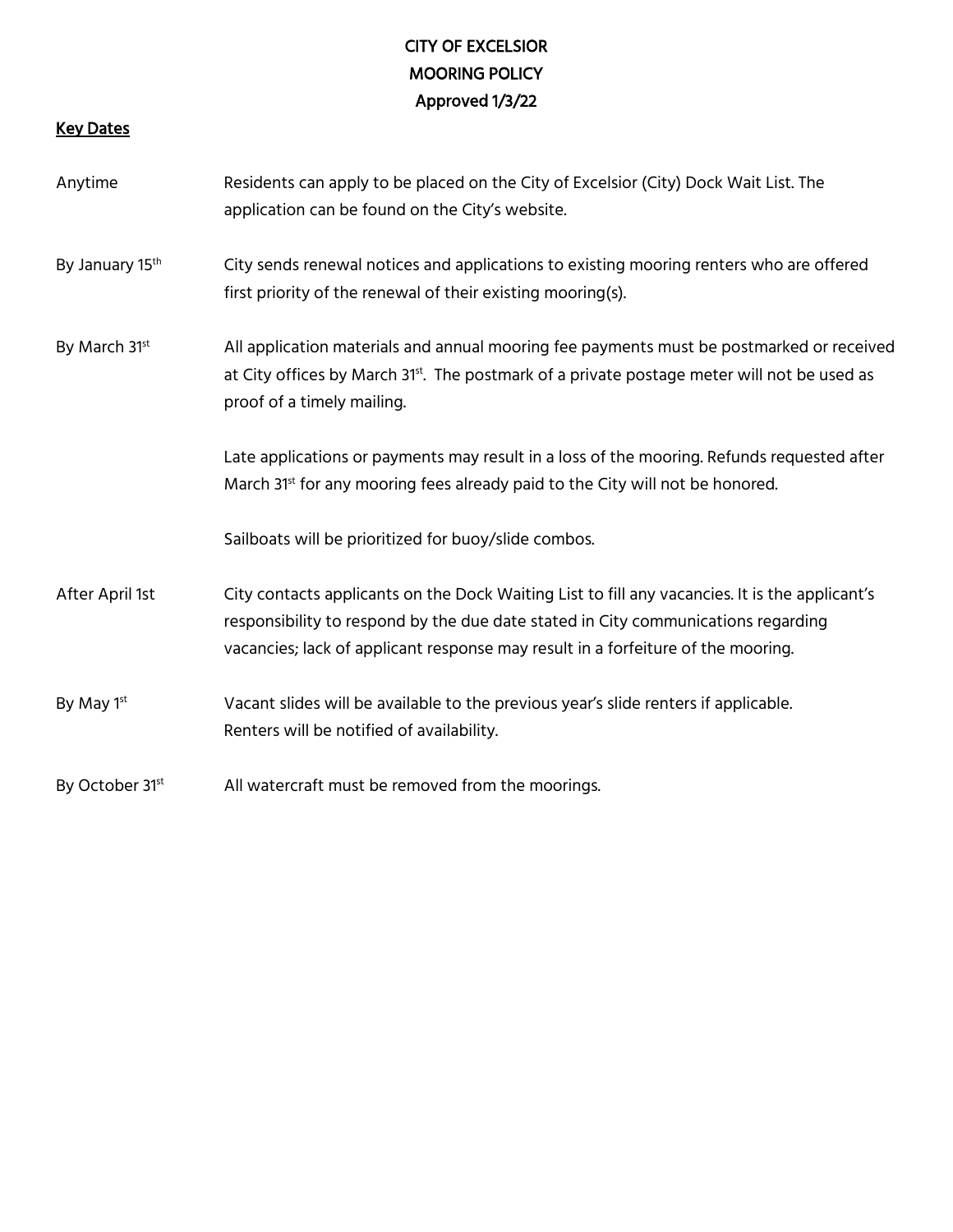# CITY OF EXCELSIOR
# MOORING POLICY
## Approved 1/3/22

**Key Dates**

| | |
|---|---|
| Anytime | Residents can apply to be placed on the City of Excelsior (City) Dock Wait List. The application can be found on the City's website. |
| By January 15th | City sends renewal notices and applications to existing mooring renters who are offered first priority of the renewal of their existing mooring(s). |
| By March 31st | All application materials and annual mooring fee payments must be postmarked or received at City offices by March 31st. The postmark of a private postage meter will not be used as proof of a timely mailing.<br><br>Late applications or payments may result in a loss of the mooring. Refunds requested after March 31st for any mooring fees already paid to the City will not be honored.<br><br>Sailboats will be prioritized for buoy/slide combos. |
| After April 1st | City contacts applicants on the Dock Waiting List to fill any vacancies. It is the applicant's responsibility to respond by the due date stated in City communications regarding vacancies; lack of applicant response may result in a forfeiture of the mooring. |
| By May 1st | Vacant slides will be available to the previous year's slide renters if applicable. Renters will be notified of availability. |
| By October 31st | All watercraft must be removed from the moorings. |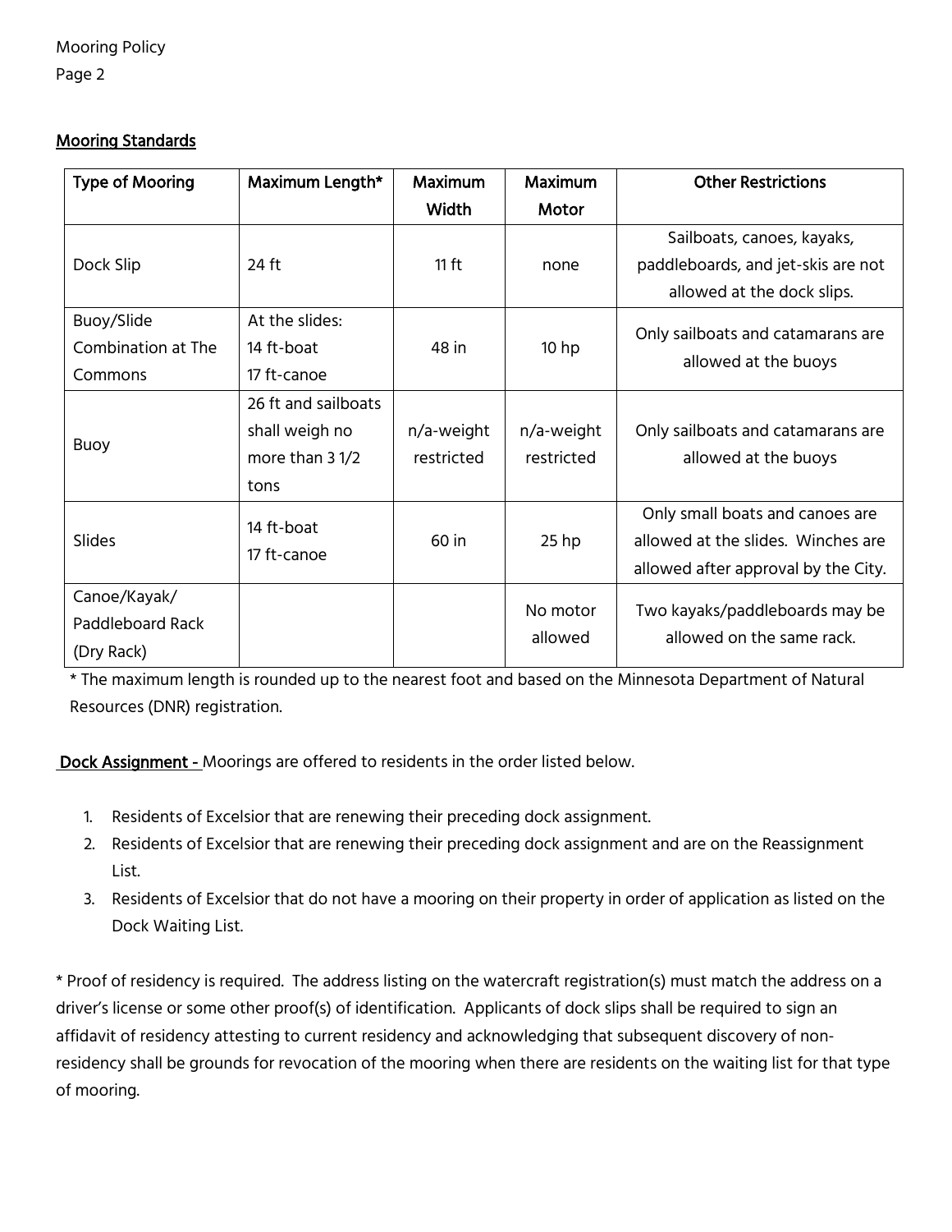## Mooring Standards

| Type of Mooring | Maximum Length* | Maximum Width | Maximum Motor | Other Restrictions |
|---|---|---|---|---|
| Dock Slip | 24 ft | 11 ft | none | Sailboats, canoes, kayaks, paddleboards, and jet-skis are not allowed at the dock slips. |
| Buoy/Slide Combination at The Commons | At the slides: 14 ft-boat 17 ft-canoe | 48 in | 10 hp | Only sailboats and catamarans are allowed at the buoys |
| Buoy | 26 ft and sailboats shall weigh no more than 3 1/2 tons | n/a-weight restricted | n/a-weight restricted | Only sailboats and catamarans are allowed at the buoys |
| Slides | 14 ft-boat 17 ft-canoe | 60 in | 25 hp | Only small boats and canoes are allowed at the slides. Winches are allowed after approval by the City. |
| Canoe/Kayak/ Paddleboard Rack (Dry Rack) | | | No motor allowed | Two kayaks/paddleboards may be allowed on the same rack. |

* The maximum length is rounded up to the nearest foot and based on the Minnesota Department of Natural Resources (DNR) registration.

**Dock Assignment -** Moorings are offered to residents in the order listed below.

1. Residents of Excelsior that are renewing their preceding dock assignment.
2. Residents of Excelsior that are renewing their preceding dock assignment and are on the Reassignment List.
3. Residents of Excelsior that do not have a mooring on their property in order of application as listed on the Dock Waiting List.

* Proof of residency is required. The address listing on the watercraft registration(s) must match the address on a driver's license or some other proof(s) of identification. Applicants of dock slips shall be required to sign an affidavit of residency attesting to current residency and acknowledging that subsequent discovery of non-residency shall be grounds for revocation of the mooring when there are residents on the waiting list for that type of mooring.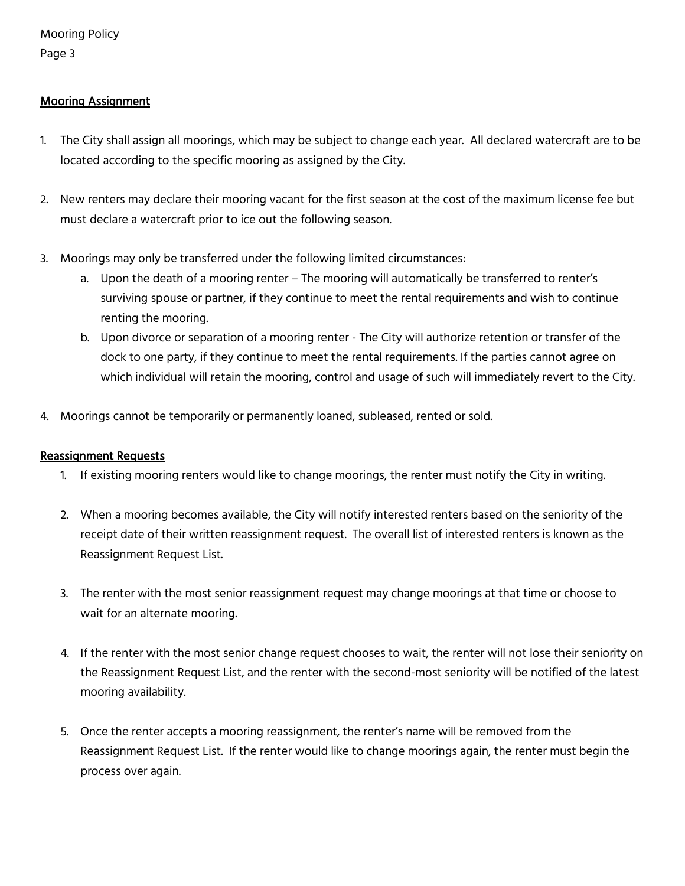## Mooring Assignment

1. The City shall assign all moorings, which may be subject to change each year. All declared watercraft are to be located according to the specific mooring as assigned by the City.

2. New renters may declare their mooring vacant for the first season at the cost of the maximum license fee but must declare a watercraft prior to ice out the following season.

3. Moorings may only be transferred under the following limited circumstances:
   a. Upon the death of a mooring renter – The mooring will automatically be transferred to renter's surviving spouse or partner, if they continue to meet the rental requirements and wish to continue renting the mooring.
   b. Upon divorce or separation of a mooring renter - The City will authorize retention or transfer of the dock to one party, if they continue to meet the rental requirements. If the parties cannot agree on which individual will retain the mooring, control and usage of such will immediately revert to the City.

4. Moorings cannot be temporarily or permanently loaned, subleased, rented or sold.

## Reassignment Requests

1. If existing mooring renters would like to change moorings, the renter must notify the City in writing.

2. When a mooring becomes available, the City will notify interested renters based on the seniority of the receipt date of their written reassignment request. The overall list of interested renters is known as the Reassignment Request List.

3. The renter with the most senior reassignment request may change moorings at that time or choose to wait for an alternate mooring.

4. If the renter with the most senior change request chooses to wait, the renter will not lose their seniority on the Reassignment Request List, and the renter with the second-most seniority will be notified of the latest mooring availability.

5. Once the renter accepts a mooring reassignment, the renter's name will be removed from the Reassignment Request List. If the renter would like to change moorings again, the renter must begin the process over again.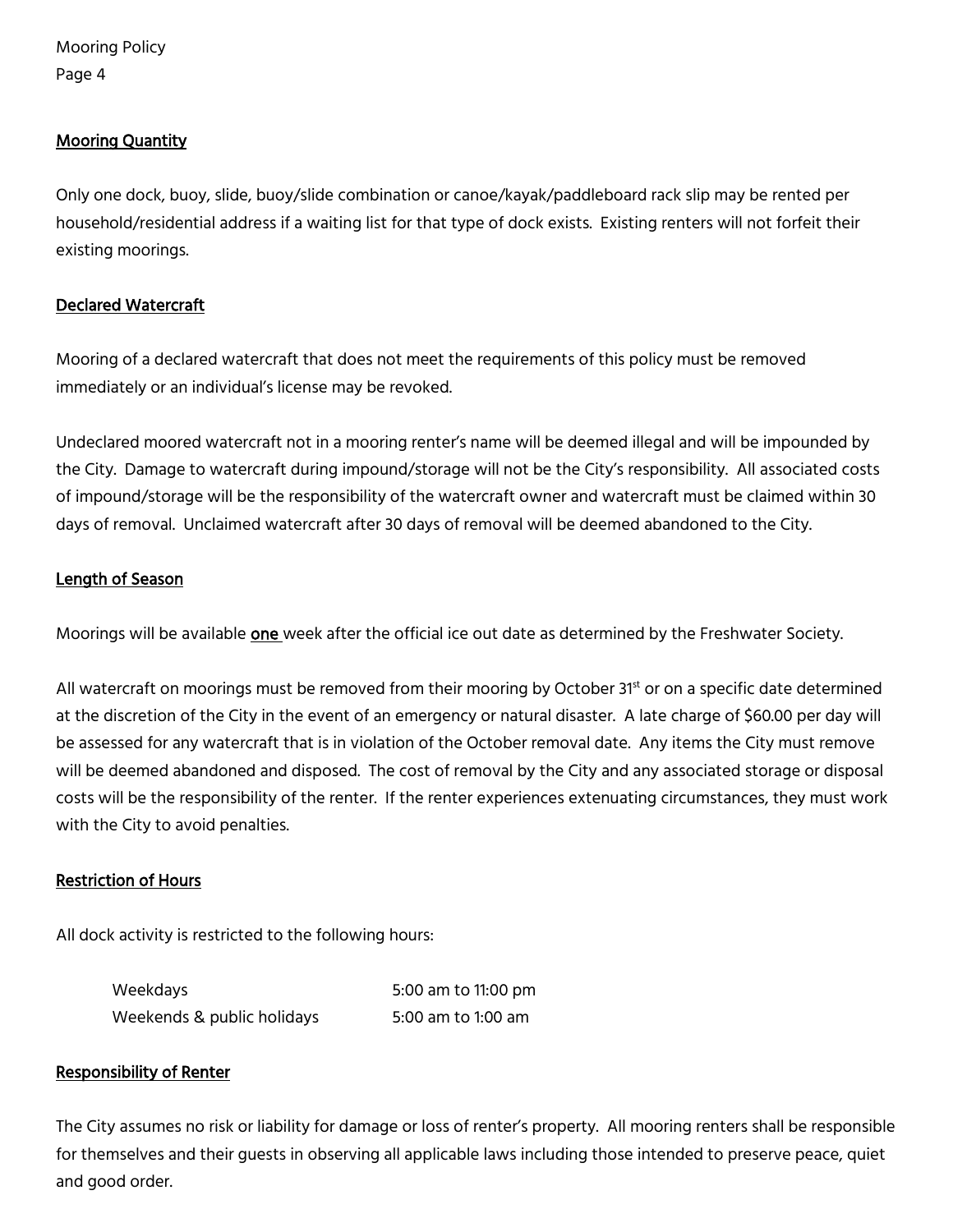## Mooring Quantity

Only one dock, buoy, slide, buoy/slide combination or canoe/kayak/paddleboard rack slip may be rented per household/residential address if a waiting list for that type of dock exists. Existing renters will not forfeit their existing moorings.

## Declared Watercraft

Mooring of a declared watercraft that does not meet the requirements of this policy must be removed immediately or an individual's license may be revoked.

Undeclared moored watercraft not in a mooring renter's name will be deemed illegal and will be impounded by the City. Damage to watercraft during impound/storage will not be the City's responsibility. All associated costs of impound/storage will be the responsibility of the watercraft owner and watercraft must be claimed within 30 days of removal. Unclaimed watercraft after 30 days of removal will be deemed abandoned to the City.

## Length of Season

Moorings will be available **one** week after the official ice out date as determined by the Freshwater Society.

All watercraft on moorings must be removed from their mooring by October 31st or on a specific date determined at the discretion of the City in the event of an emergency or natural disaster. A late charge of $60.00 per day will be assessed for any watercraft that is in violation of the October removal date. Any items the City must remove will be deemed abandoned and disposed. The cost of removal by the City and any associated storage or disposal costs will be the responsibility of the renter. If the renter experiences extenuating circumstances, they must work with the City to avoid penalties.

## Restriction of Hours

All dock activity is restricted to the following hours:

| | |
|---|---|
| Weekdays | 5:00 am to 11:00 pm |
| Weekends & public holidays | 5:00 am to 1:00 am |

## Responsibility of Renter

The City assumes no risk or liability for damage or loss of renter's property. All mooring renters shall be responsible for themselves and their guests in observing all applicable laws including those intended to preserve peace, quiet and good order.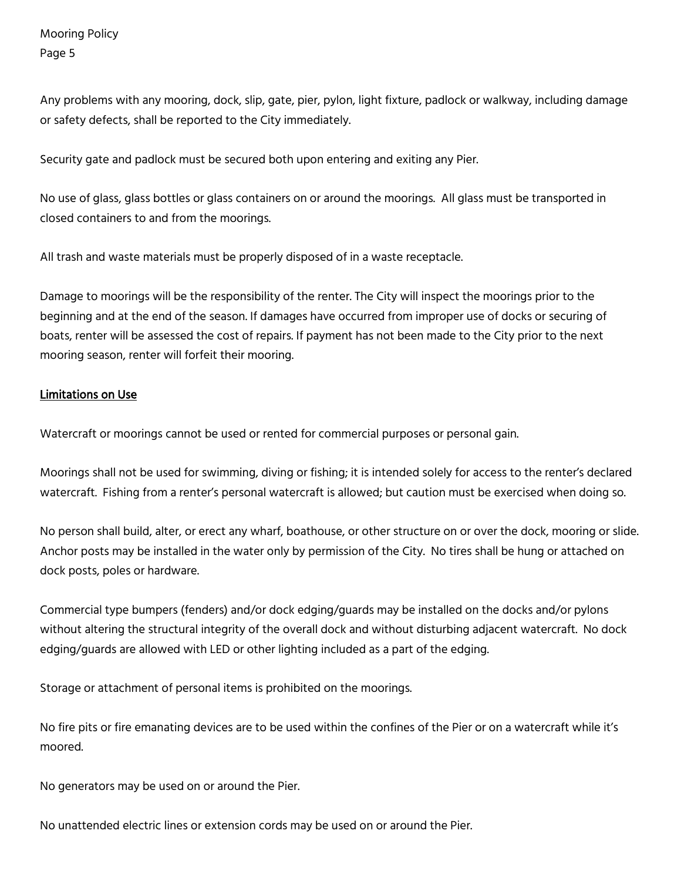Any problems with any mooring, dock, slip, gate, pier, pylon, light fixture, padlock or walkway, including damage or safety defects, shall be reported to the City immediately.

Security gate and padlock must be secured both upon entering and exiting any Pier.

No use of glass, glass bottles or glass containers on or around the moorings. All glass must be transported in closed containers to and from the moorings.

All trash and waste materials must be properly disposed of in a waste receptacle.

Damage to moorings will be the responsibility of the renter. The City will inspect the moorings prior to the beginning and at the end of the season. If damages have occurred from improper use of docks or securing of boats, renter will be assessed the cost of repairs. If payment has not been made to the City prior to the next mooring season, renter will forfeit their mooring.

## Limitations on Use

Watercraft or moorings cannot be used or rented for commercial purposes or personal gain.

Moorings shall not be used for swimming, diving or fishing; it is intended solely for access to the renter's declared watercraft. Fishing from a renter's personal watercraft is allowed; but caution must be exercised when doing so.

No person shall build, alter, or erect any wharf, boathouse, or other structure on or over the dock, mooring or slide. Anchor posts may be installed in the water only by permission of the City. No tires shall be hung or attached on dock posts, poles or hardware.

Commercial type bumpers (fenders) and/or dock edging/guards may be installed on the docks and/or pylons without altering the structural integrity of the overall dock and without disturbing adjacent watercraft. No dock edging/guards are allowed with LED or other lighting included as a part of the edging.

Storage or attachment of personal items is prohibited on the moorings.

No fire pits or fire emanating devices are to be used within the confines of the Pier or on a watercraft while it's moored.

No generators may be used on or around the Pier.

No unattended electric lines or extension cords may be used on or around the Pier.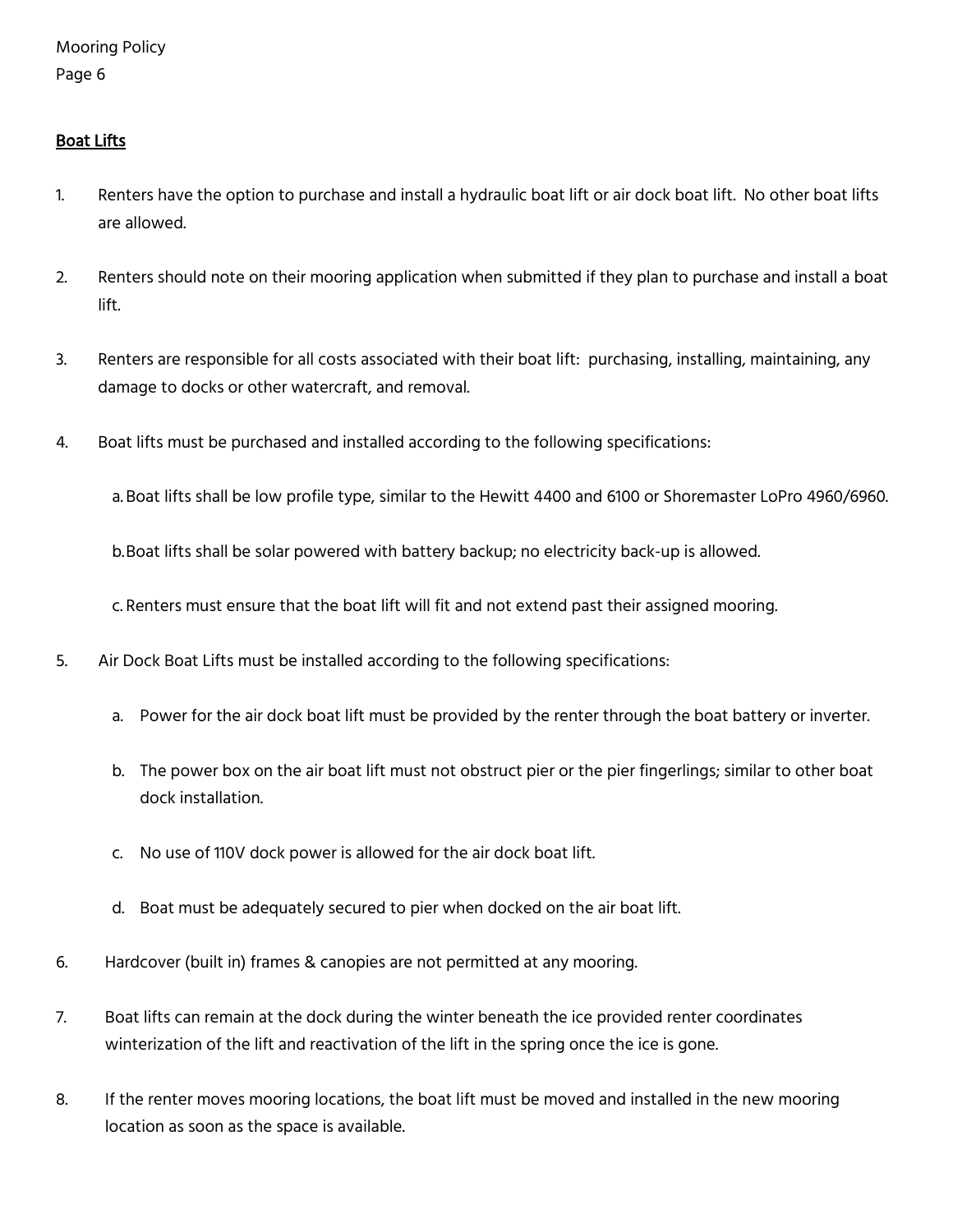## Boat Lifts

1. Renters have the option to purchase and install a hydraulic boat lift or air dock boat lift. No other boat lifts are allowed.

2. Renters should note on their mooring application when submitted if they plan to purchase and install a boat lift.

3. Renters are responsible for all costs associated with their boat lift: purchasing, installing, maintaining, any damage to docks or other watercraft, and removal.

4. Boat lifts must be purchased and installed according to the following specifications:

   a. Boat lifts shall be low profile type, similar to the Hewitt 4400 and 6100 or Shoremaster LoPro 4960/6960.

   b. Boat lifts shall be solar powered with battery backup; no electricity back-up is allowed.

   c. Renters must ensure that the boat lift will fit and not extend past their assigned mooring.

5. Air Dock Boat Lifts must be installed according to the following specifications:

   a. Power for the air dock boat lift must be provided by the renter through the boat battery or inverter.

   b. The power box on the air boat lift must not obstruct pier or the pier fingerlings; similar to other boat dock installation.

   c. No use of 110V dock power is allowed for the air dock boat lift.

   d. Boat must be adequately secured to pier when docked on the air boat lift.

6. Hardcover (built in) frames & canopies are not permitted at any mooring.

7. Boat lifts can remain at the dock during the winter beneath the ice provided renter coordinates winterization of the lift and reactivation of the lift in the spring once the ice is gone.

8. If the renter moves mooring locations, the boat lift must be moved and installed in the new mooring location as soon as the space is available.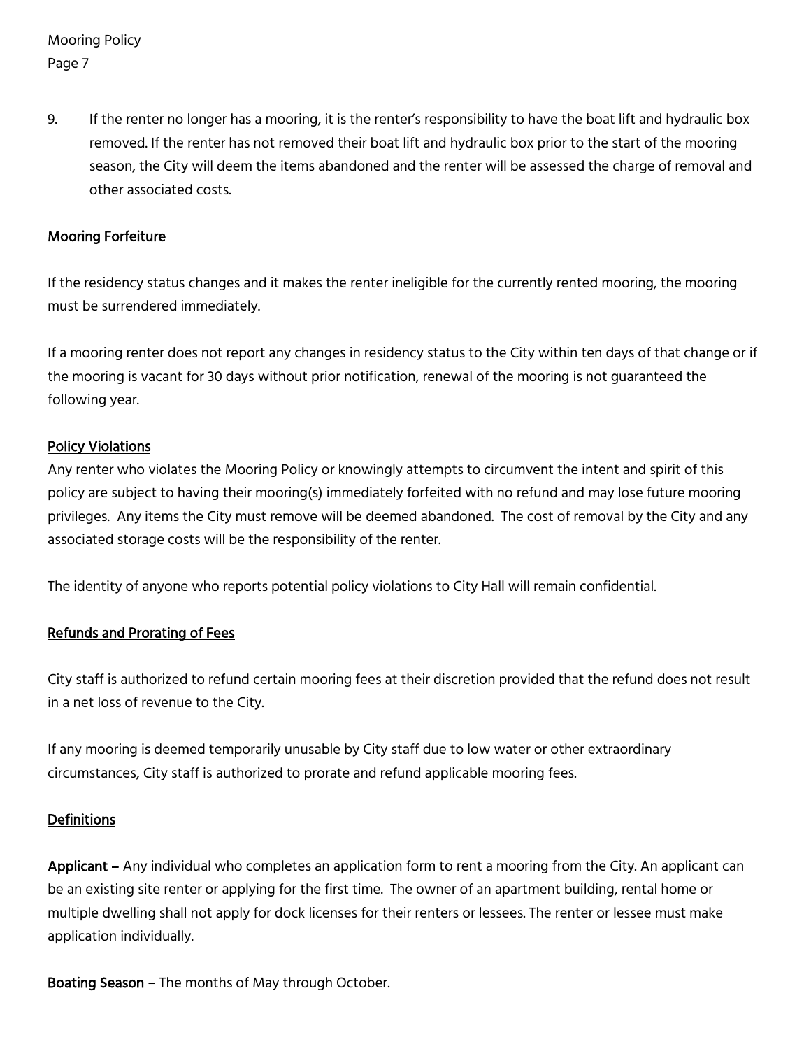9. If the renter no longer has a mooring, it is the renter's responsibility to have the boat lift and hydraulic box removed. If the renter has not removed their boat lift and hydraulic box prior to the start of the mooring season, the City will deem the items abandoned and the renter will be assessed the charge of removal and other associated costs.

## Mooring Forfeiture

If the residency status changes and it makes the renter ineligible for the currently rented mooring, the mooring must be surrendered immediately.

If a mooring renter does not report any changes in residency status to the City within ten days of that change or if the mooring is vacant for 30 days without prior notification, renewal of the mooring is not guaranteed the following year.

## Policy Violations

Any renter who violates the Mooring Policy or knowingly attempts to circumvent the intent and spirit of this policy are subject to having their mooring(s) immediately forfeited with no refund and may lose future mooring privileges. Any items the City must remove will be deemed abandoned. The cost of removal by the City and any associated storage costs will be the responsibility of the renter.

The identity of anyone who reports potential policy violations to City Hall will remain confidential.

## Refunds and Prorating of Fees

City staff is authorized to refund certain mooring fees at their discretion provided that the refund does not result in a net loss of revenue to the City.

If any mooring is deemed temporarily unusable by City staff due to low water or other extraordinary circumstances, City staff is authorized to prorate and refund applicable mooring fees.

## Definitions

**Applicant** – Any individual who completes an application form to rent a mooring from the City. An applicant can be an existing site renter or applying for the first time. The owner of an apartment building, rental home or multiple dwelling shall not apply for dock licenses for their renters or lessees. The renter or lessee must make application individually.

**Boating Season** – The months of May through October.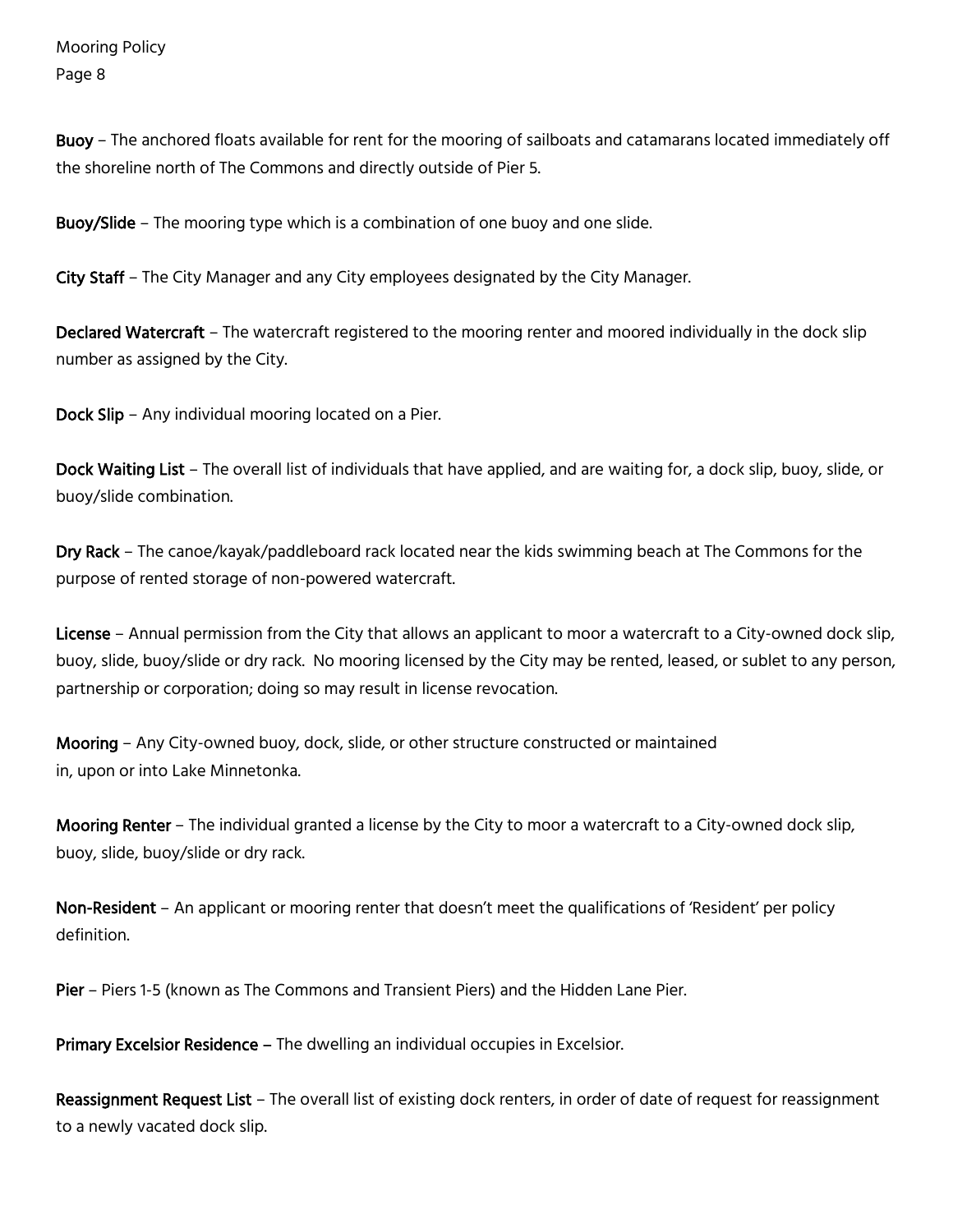**Buoy** – The anchored floats available for rent for the mooring of sailboats and catamarans located immediately off the shoreline north of The Commons and directly outside of Pier 5.

**Buoy/Slide** – The mooring type which is a combination of one buoy and one slide.

**City Staff** – The City Manager and any City employees designated by the City Manager.

**Declared Watercraft** – The watercraft registered to the mooring renter and moored individually in the dock slip number as assigned by the City.

**Dock Slip** – Any individual mooring located on a Pier.

**Dock Waiting List** – The overall list of individuals that have applied, and are waiting for, a dock slip, buoy, slide, or buoy/slide combination.

**Dry Rack** – The canoe/kayak/paddleboard rack located near the kids swimming beach at The Commons for the purpose of rented storage of non-powered watercraft.

**License** – Annual permission from the City that allows an applicant to moor a watercraft to a City-owned dock slip, buoy, slide, buoy/slide or dry rack. No mooring licensed by the City may be rented, leased, or sublet to any person, partnership or corporation; doing so may result in license revocation.

**Mooring** – Any City-owned buoy, dock, slide, or other structure constructed or maintained in, upon or into Lake Minnetonka.

**Mooring Renter** – The individual granted a license by the City to moor a watercraft to a City-owned dock slip, buoy, slide, buoy/slide or dry rack.

**Non-Resident** – An applicant or mooring renter that doesn't meet the qualifications of 'Resident' per policy definition.

**Pier** – Piers 1-5 (known as The Commons and Transient Piers) and the Hidden Lane Pier.

**Primary Excelsior Residence** – The dwelling an individual occupies in Excelsior.

**Reassignment Request List** – The overall list of existing dock renters, in order of date of request for reassignment to a newly vacated dock slip.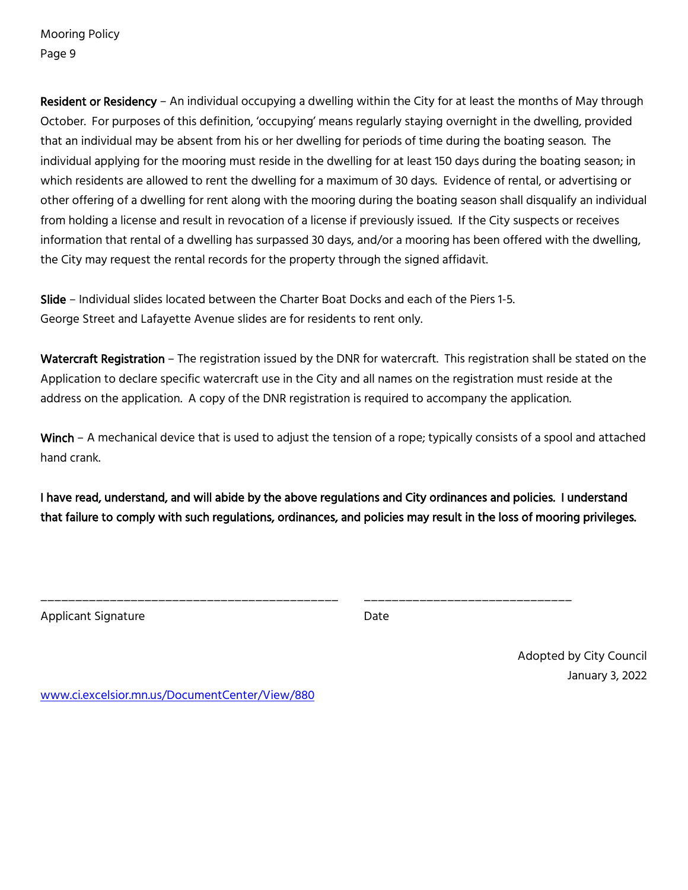**Resident or Residency** – An individual occupying a dwelling within the City for at least the months of May through October. For purposes of this definition, 'occupying' means regularly staying overnight in the dwelling, provided that an individual may be absent from his or her dwelling for periods of time during the boating season. The individual applying for the mooring must reside in the dwelling for at least 150 days during the boating season; in which residents are allowed to rent the dwelling for a maximum of 30 days. Evidence of rental, or advertising or other offering of a dwelling for rent along with the mooring during the boating season shall disqualify an individual from holding a license and result in revocation of a license if previously issued. If the City suspects or receives information that rental of a dwelling has surpassed 30 days, and/or a mooring has been offered with the dwelling, the City may request the rental records for the property through the signed affidavit.

**Slide** – Individual slides located between the Charter Boat Docks and each of the Piers 1-5.
George Street and Lafayette Avenue slides are for residents to rent only.

**Watercraft Registration** – The registration issued by the DNR for watercraft. This registration shall be stated on the Application to declare specific watercraft use in the City and all names on the registration must reside at the address on the application. A copy of the DNR registration is required to accompany the application.

**Winch** – A mechanical device that is used to adjust the tension of a rope; typically consists of a spool and attached hand crank.

**I have read, understand, and will abide by the above regulations and City ordinances and policies. I understand that failure to comply with such regulations, ordinances, and policies may result in the loss of mooring privileges.**

_____________________________________________ _______________________________

Applicant Signature Date

Adopted by City Council
January 3, 2022

www.ci.excelsior.mn.us/DocumentCenter/View/880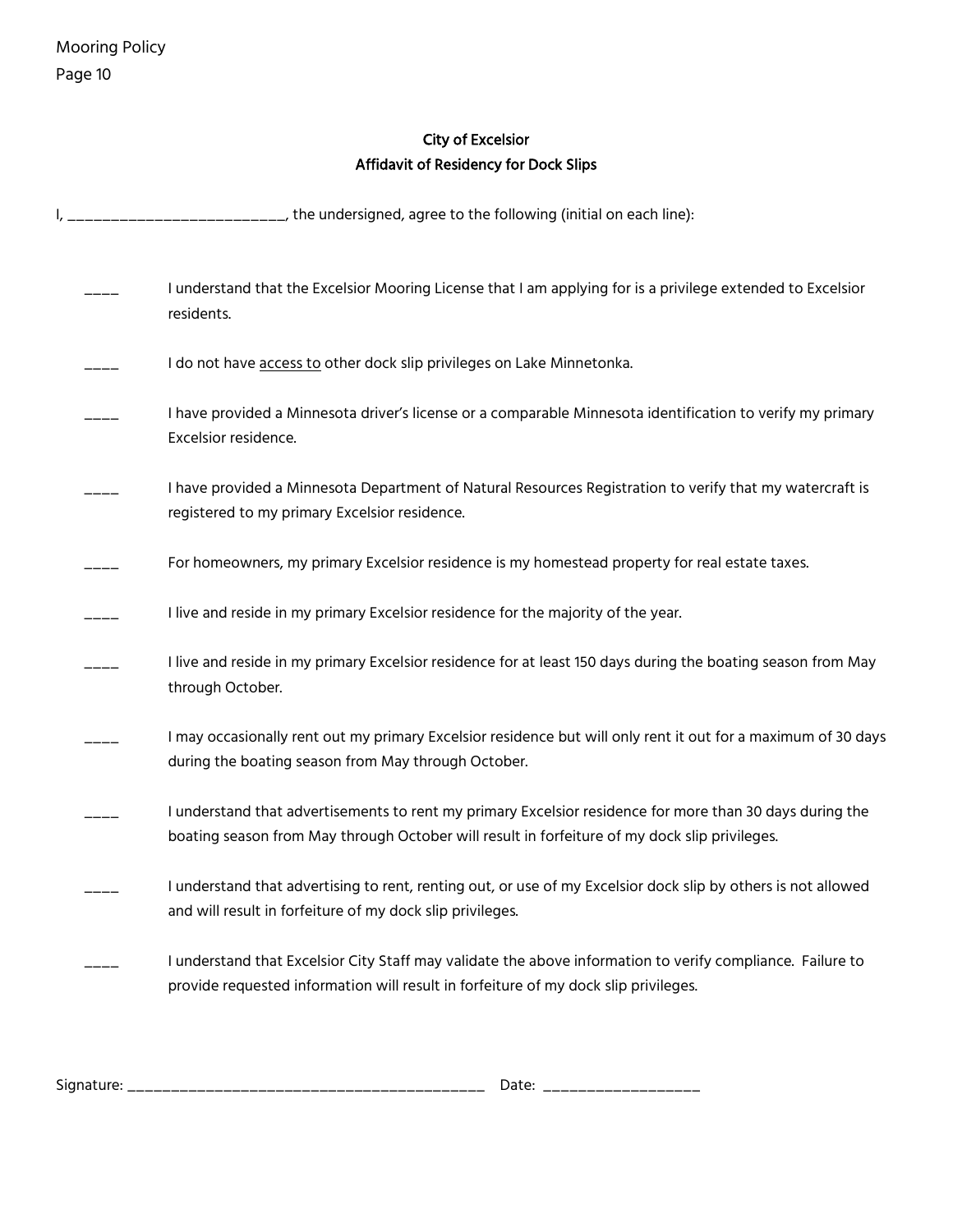## City of Excelsior
## Affidavit of Residency for Dock Slips

I, ___________________________, the undersigned, agree to the following (initial on each line):

____ I understand that the Excelsior Mooring License that I am applying for is a privilege extended to Excelsior residents.

____ I do not have <u>access to</u> other dock slip privileges on Lake Minnetonka.

____ I have provided a Minnesota driver's license or a comparable Minnesota identification to verify my primary Excelsior residence.

____ I have provided a Minnesota Department of Natural Resources Registration to verify that my watercraft is registered to my primary Excelsior residence.

____ For homeowners, my primary Excelsior residence is my homestead property for real estate taxes.

____ I live and reside in my primary Excelsior residence for the majority of the year.

____ I live and reside in my primary Excelsior residence for at least 150 days during the boating season from May through October.

____ I may occasionally rent out my primary Excelsior residence but will only rent it out for a maximum of 30 days during the boating season from May through October.

____ I understand that advertisements to rent my primary Excelsior residence for more than 30 days during the boating season from May through October will result in forfeiture of my dock slip privileges.

____ I understand that advertising to rent, renting out, or use of my Excelsior dock slip by others is not allowed and will result in forfeiture of my dock slip privileges.

____ I understand that Excelsior City Staff may validate the above information to verify compliance. Failure to provide requested information will result in forfeiture of my dock slip privileges.

Signature: _____________________________________________ Date: ___________________